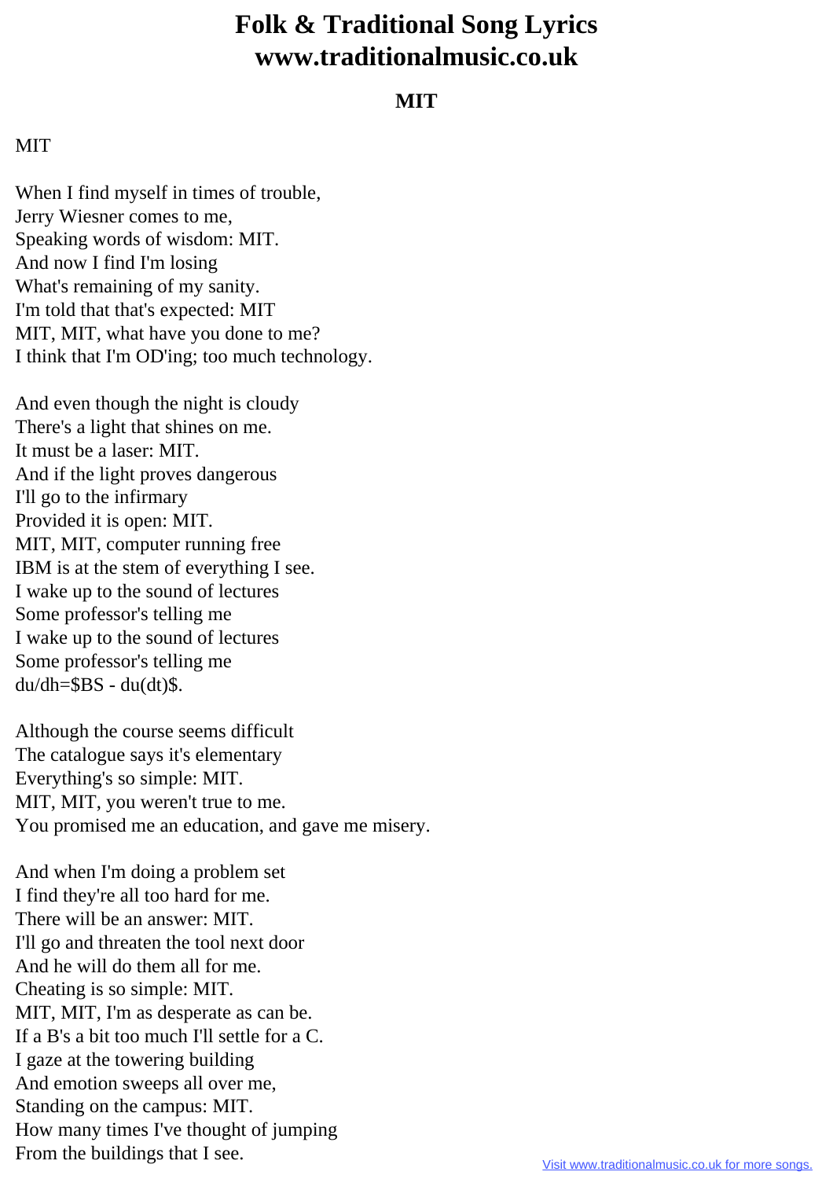# MIT

MIT

When I find myself in times of trouble,
Jerry Wiesner comes to me,
Speaking words of wisdom: MIT.
And now I find I'm losing
What's remaining of my sanity.
I'm told that that's expected: MIT
MIT, MIT, what have you done to me?
I think that I'm OD'ing; too much technology.

And even though the night is cloudy
There's a light that shines on me.
It must be a laser: MIT.
And if the light proves dangerous
I'll go to the infirmary
Provided it is open: MIT.
MIT, MIT, computer running free
IBM is at the stem of everything I see.
I wake up to the sound of lectures
Some professor's telling me
I wake up to the sound of lectures
Some professor's telling me
du/dh=$BS - du(dt)$.

Although the course seems difficult
The catalogue says it's elementary
Everything's so simple: MIT.
MIT, MIT, you weren't true to me.
You promised me an education, and gave me misery.

And when I'm doing a problem set
I find they're all too hard for me.
There will be an answer: MIT.
I'll go and threaten the tool next door
And he will do them all for me.
Cheating is so simple: MIT.
MIT, MIT, I'm as desperate as can be.
If a B's a bit too much I'll settle for a C.
I gaze at the towering building
And emotion sweeps all over me,
Standing on the campus: MIT.
How many times I've thought of jumping
From the buildings that I see.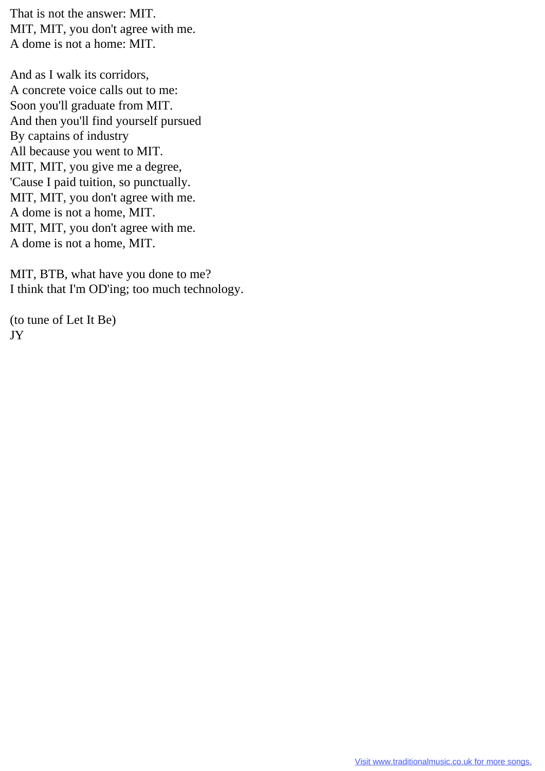That is not the answer: MIT.
MIT, MIT, you don't agree with me.
A dome is not a home: MIT.

And as I walk its corridors,
A concrete voice calls out to me:
Soon you'll graduate from MIT.
And then you'll find yourself pursued
By captains of industry
All because you went to MIT.
MIT, MIT, you give me a degree,
'Cause I paid tuition, so punctually.
MIT, MIT, you don't agree with me.
A dome is not a home, MIT.
MIT, MIT, you don't agree with me.
A dome is not a home, MIT.

MIT, BTB, what have you done to me?
I think that I'm OD'ing; too much technology.

(to tune of Let It Be)
JY